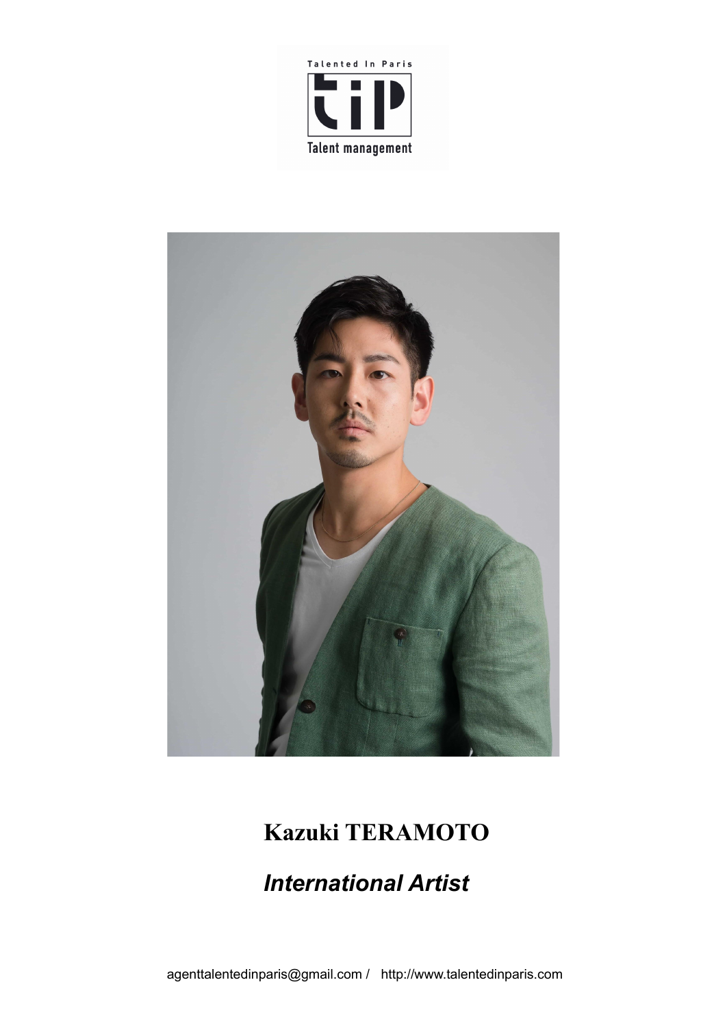Talented In Paris

tiP

Talent management

# Kazuki TERAMOTO

## *International Artist*

agenttalentedinparis@gmail.com / http://www.talentedinparis.com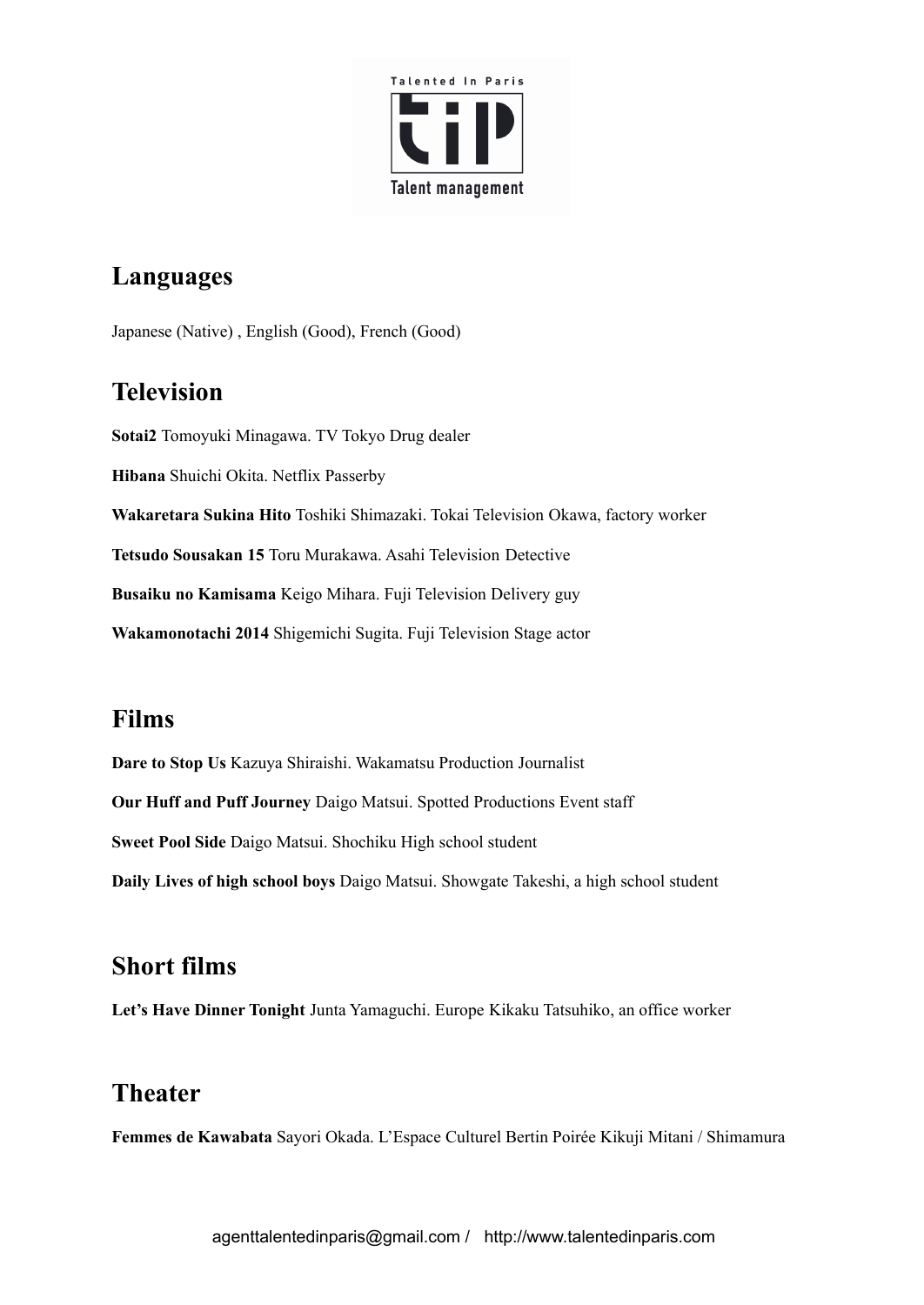## Languages

Japanese (Native) , English (Good), French (Good)

## Television

**Sotai2** Tomoyuki Minagawa. TV Tokyo Drug dealer

**Hibana** Shuichi Okita. Netflix Passerby

**Wakaretara Sukina Hito** Toshiki Shimazaki. Tokai Television Okawa, factory worker

**Tetsudo Sousakan 15** Toru Murakawa. Asahi Television Detective

**Busaiku no Kamisama** Keigo Mihara. Fuji Television Delivery guy

**Wakamonotachi 2014** Shigemichi Sugita. Fuji Television Stage actor

## Films

**Dare to Stop Us** Kazuya Shiraishi. Wakamatsu Production Journalist

**Our Huff and Puff Journey** Daigo Matsui. Spotted Productions Event staff

**Sweet Pool Side** Daigo Matsui. Shochiku High school student

**Daily Lives of high school boys** Daigo Matsui. Showgate Takeshi, a high school student

## Short films

**Let's Have Dinner Tonight** Junta Yamaguchi. Europe Kikaku Tatsuhiko, an office worker

## Theater

**Femmes de Kawabata** Sayori Okada. L'Espace Culturel Bertin Poirée Kikuji Mitani / Shimamura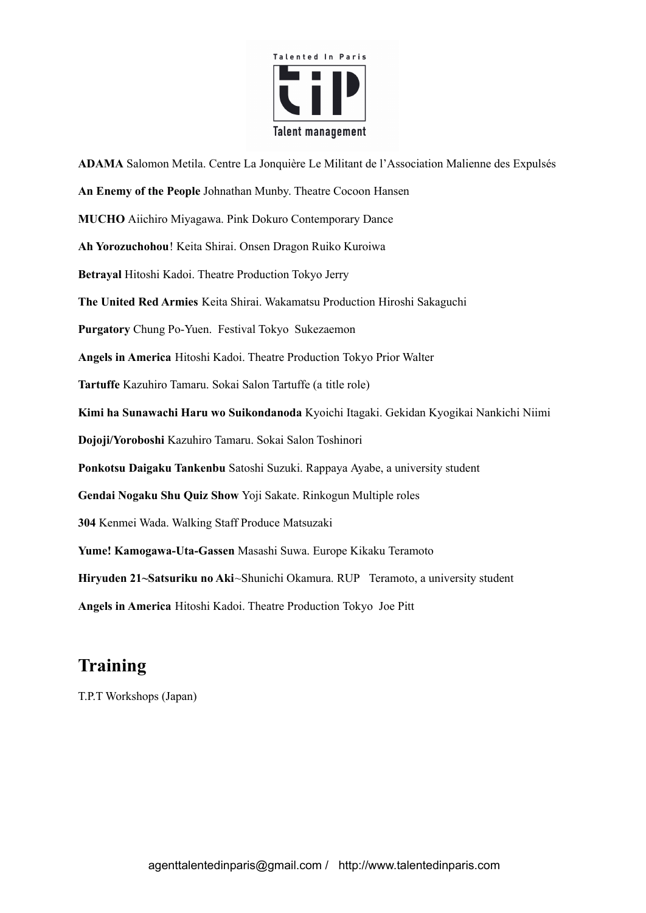**ADAMA** Salomon Metila. Centre La Jonquière Le Militant de l'Association Malienne des Expulsés

**An Enemy of the People** Johnathan Munby. Theatre Cocoon Hansen

**MUCHO** Aiichiro Miyagawa. Pink Dokuro Contemporary Dance

**Ah Yorozuchohou**! Keita Shirai. Onsen Dragon Ruiko Kuroiwa

**Betrayal** Hitoshi Kadoi. Theatre Production Tokyo Jerry

**The United Red Armies** Keita Shirai. Wakamatsu Production Hiroshi Sakaguchi

**Purgatory** Chung Po-Yuen. Festival Tokyo Sukezaemon

**Angels in America** Hitoshi Kadoi. Theatre Production Tokyo Prior Walter

**Tartuffe** Kazuhiro Tamaru. Sokai Salon Tartuffe (a title role)

**Kimi ha Sunawachi Haru wo Suikondanoda** Kyoichi Itagaki. Gekidan Kyogikai Nankichi Niimi

**Dojoji/Yoroboshi** Kazuhiro Tamaru. Sokai Salon Toshinori

**Ponkotsu Daigaku Tankenbu** Satoshi Suzuki. Rappaya Ayabe, a university student

**Gendai Nogaku Shu Quiz Show** Yoji Sakate. Rinkogun Multiple roles

**304** Kenmei Wada. Walking Staff Produce Matsuzaki

**Yume! Kamogawa-Uta-Gassen** Masashi Suwa. Europe Kikaku Teramoto

**Hiryuden 21~Satsuriku no Aki**~Shunichi Okamura. RUP Teramoto, a university student

**Angels in America** Hitoshi Kadoi. Theatre Production Tokyo Joe Pitt

## Training

T.P.T Workshops (Japan)